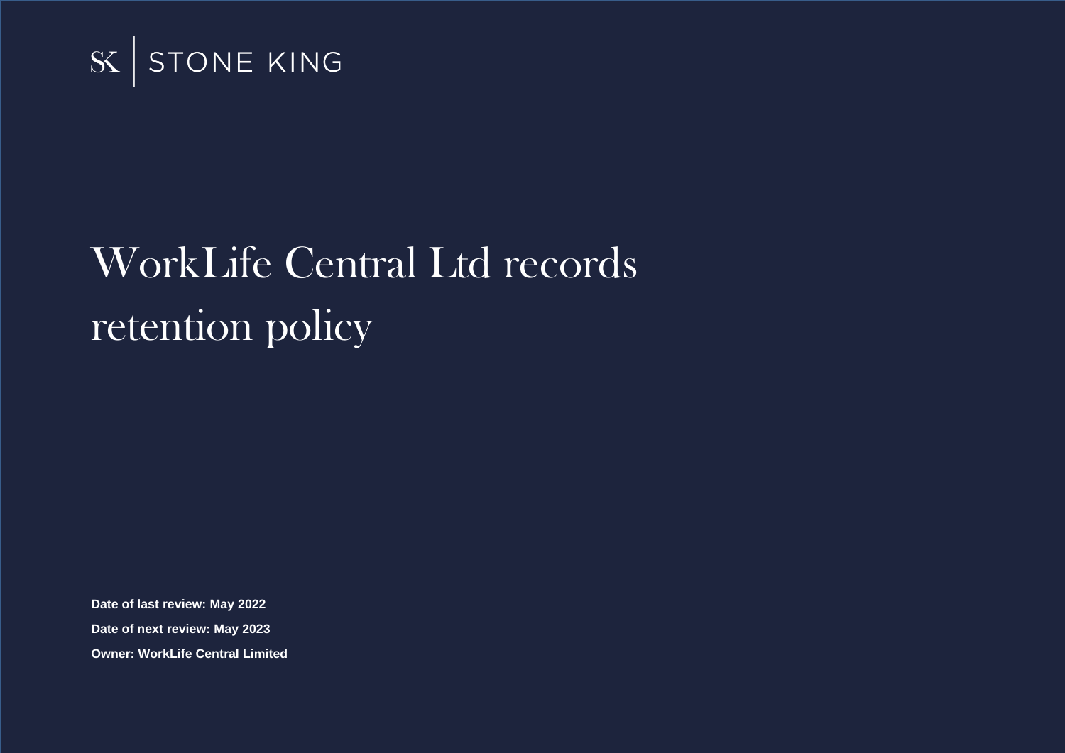SK | STONE KING

# WorkLife Central Ltd records retention policy

**Date of last review: May 2022**

**Date of next review: May 2023**

**Owner: WorkLife Central Limited**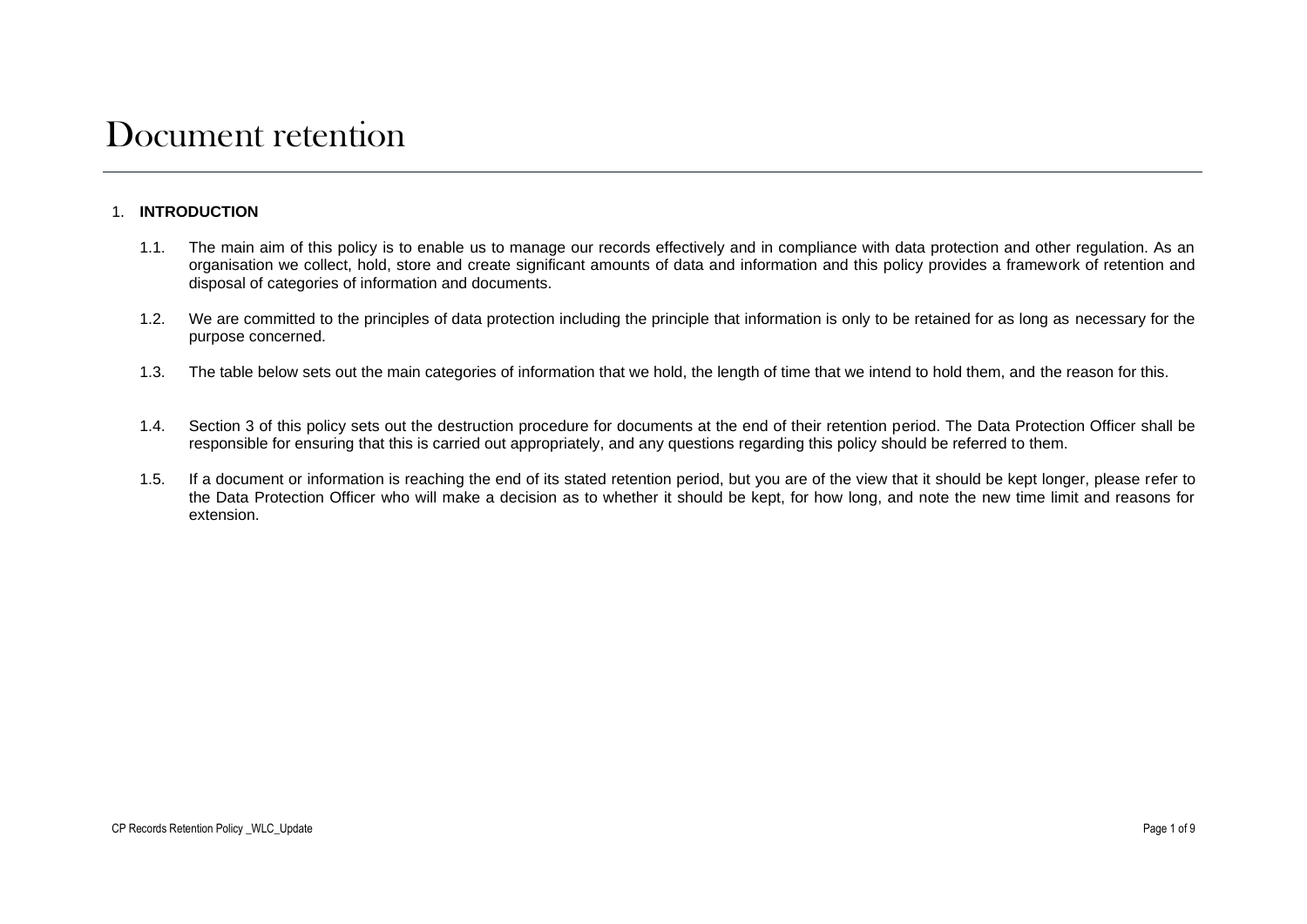# Document retention

1. **INTRODUCTION**

   1.1. The main aim of this policy is to enable us to manage our records effectively and in compliance with data protection and other regulation. As an organisation we collect, hold, store and create significant amounts of data and information and this policy provides a framework of retention and disposal of categories of information and documents.

   1.2. We are committed to the principles of data protection including the principle that information is only to be retained for as long as necessary for the purpose concerned.

   1.3. The table below sets out the main categories of information that we hold, the length of time that we intend to hold them, and the reason for this.

   1.4. Section 3 of this policy sets out the destruction procedure for documents at the end of their retention period. The Data Protection Officer shall be responsible for ensuring that this is carried out appropriately, and any questions regarding this policy should be referred to them.

   1.5. If a document or information is reaching the end of its stated retention period, but you are of the view that it should be kept longer, please refer to the Data Protection Officer who will make a decision as to whether it should be kept, for how long, and note the new time limit and reasons for extension.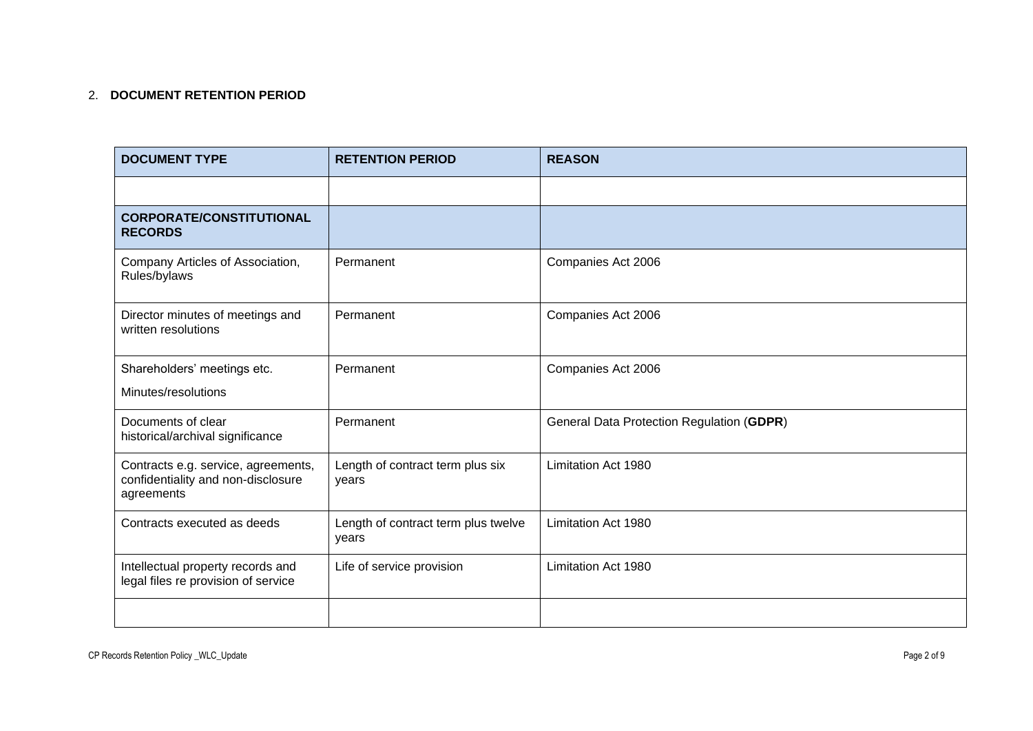## 2. DOCUMENT RETENTION PERIOD

| DOCUMENT TYPE | RETENTION PERIOD | REASON |
|---|---|---|
| | | |
| **CORPORATE/CONSTITUTIONAL RECORDS** | | |
| Company Articles of Association, Rules/bylaws | Permanent | Companies Act 2006 |
| Director minutes of meetings and written resolutions | Permanent | Companies Act 2006 |
| Shareholders' meetings etc. Minutes/resolutions | Permanent | Companies Act 2006 |
| Documents of clear historical/archival significance | Permanent | General Data Protection Regulation (**GDPR**) |
| Contracts e.g. service, agreements, confidentiality and non-disclosure agreements | Length of contract term plus six years | Limitation Act 1980 |
| Contracts executed as deeds | Length of contract term plus twelve years | Limitation Act 1980 |
| Intellectual property records and legal files re provision of service | Life of service provision | Limitation Act 1980 |
| | | |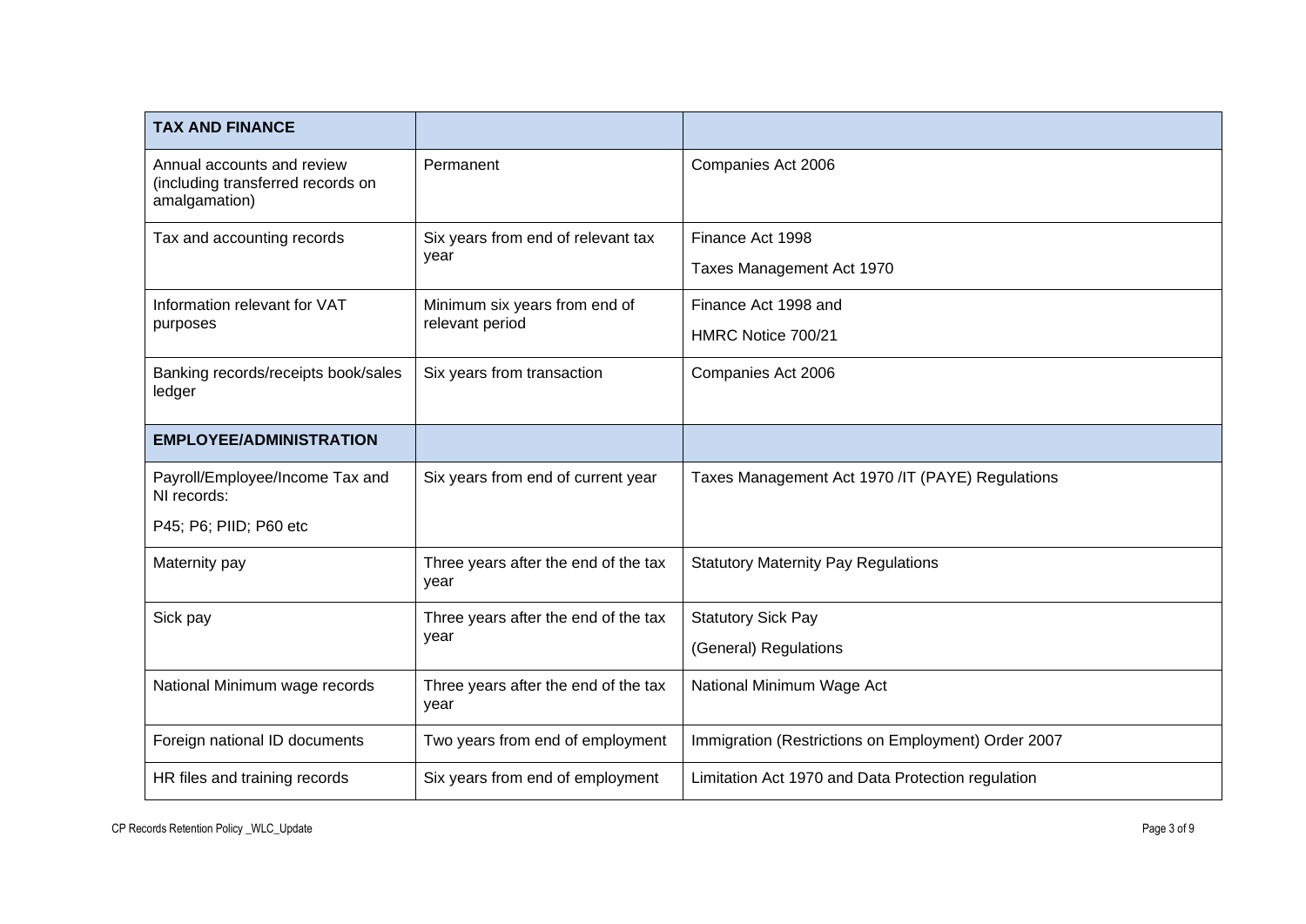| **TAX AND FINANCE** | | |
|---|---|---|
| Annual accounts and review (including transferred records on amalgamation) | Permanent | Companies Act 2006 |
| Tax and accounting records | Six years from end of relevant tax year | Finance Act 1998<br>Taxes Management Act 1970 |
| Information relevant for VAT purposes | Minimum six years from end of relevant period | Finance Act 1998 and<br>HMRC Notice 700/21 |
| Banking records/receipts book/sales ledger | Six years from transaction | Companies Act 2006 |
| **EMPLOYEE/ADMINISTRATION** | | |
| Payroll/Employee/Income Tax and NI records:<br>P45; P6; PIID; P60 etc | Six years from end of current year | Taxes Management Act 1970 /IT (PAYE) Regulations |
| Maternity pay | Three years after the end of the tax year | Statutory Maternity Pay Regulations |
| Sick pay | Three years after the end of the tax year | Statutory Sick Pay<br>(General) Regulations |
| National Minimum wage records | Three years after the end of the tax year | National Minimum Wage Act |
| Foreign national ID documents | Two years from end of employment | Immigration (Restrictions on Employment) Order 2007 |
| HR files and training records | Six years from end of employment | Limitation Act 1970 and Data Protection regulation |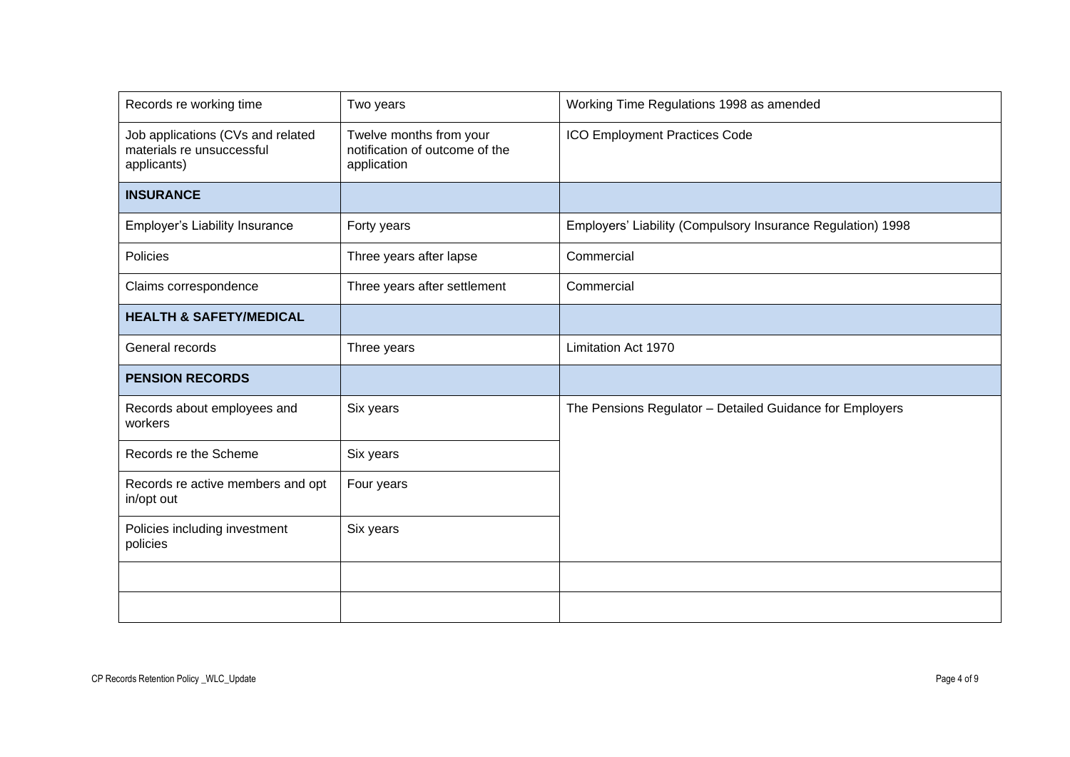| Records re working time | Two years | Working Time Regulations 1998 as amended |
|---|---|---|
| Job applications (CVs and related materials re unsuccessful applicants) | Twelve months from your notification of outcome of the application | ICO Employment Practices Code |
| **INSURANCE** | | |
| Employer's Liability Insurance | Forty years | Employers' Liability (Compulsory Insurance Regulation) 1998 |
| Policies | Three years after lapse | Commercial |
| Claims correspondence | Three years after settlement | Commercial |
| **HEALTH & SAFETY/MEDICAL** | | |
| General records | Three years | Limitation Act 1970 |
| **PENSION RECORDS** | | |
| Records about employees and workers | Six years | The Pensions Regulator – Detailed Guidance for Employers |
| Records re the Scheme | Six years | |
| Records re active members and opt in/opt out | Four years | |
| Policies including investment policies | Six years | |
| | | |
| | | |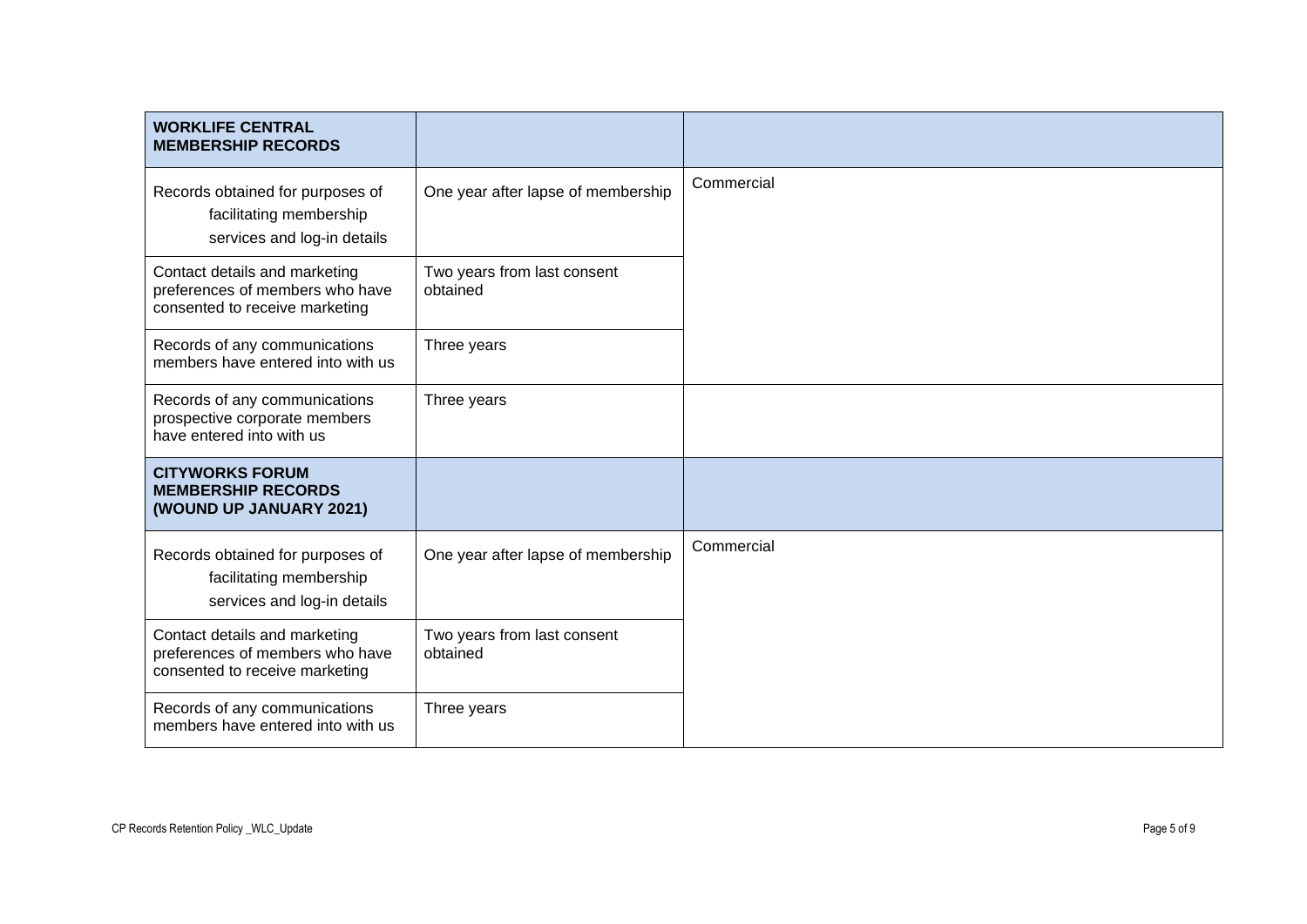| **WORKLIFE CENTRAL MEMBERSHIP RECORDS** | | |
| --- | --- | --- |
| Records obtained for purposes of facilitating membership services and log-in details | One year after lapse of membership | Commercial |
| Contact details and marketing preferences of members who have consented to receive marketing | Two years from last consent obtained | |
| Records of any communications members have entered into with us | Three years | |
| Records of any communications prospective corporate members have entered into with us | Three years | |
| **CITYWORKS FORUM MEMBERSHIP RECORDS (WOUND UP JANUARY 2021)** | | |
| Records obtained for purposes of facilitating membership services and log-in details | One year after lapse of membership | Commercial |
| Contact details and marketing preferences of members who have consented to receive marketing | Two years from last consent obtained | |
| Records of any communications members have entered into with us | Three years | |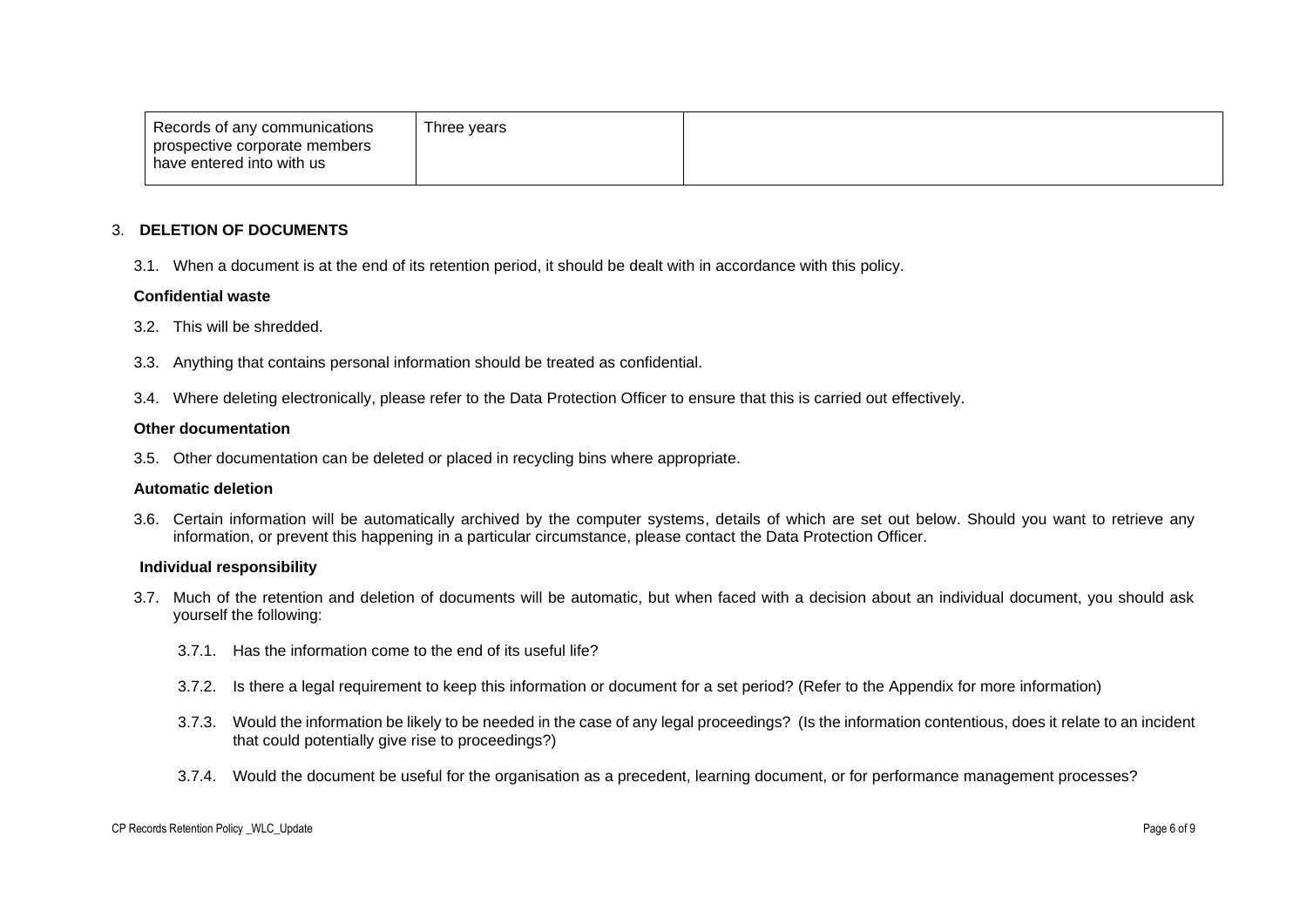| Records of any communications prospective corporate members have entered into with us | Three years | |
|---|---|---|

## 3. DELETION OF DOCUMENTS

3.1. When a document is at the end of its retention period, it should be dealt with in accordance with this policy.

**Confidential waste**

3.2. This will be shredded.

3.3. Anything that contains personal information should be treated as confidential.

3.4. Where deleting electronically, please refer to the Data Protection Officer to ensure that this is carried out effectively.

**Other documentation**

3.5. Other documentation can be deleted or placed in recycling bins where appropriate.

**Automatic deletion**

3.6. Certain information will be automatically archived by the computer systems, details of which are set out below. Should you want to retrieve any information, or prevent this happening in a particular circumstance, please contact the Data Protection Officer.

**Individual responsibility**

3.7. Much of the retention and deletion of documents will be automatic, but when faced with a decision about an individual document, you should ask yourself the following:

3.7.1. Has the information come to the end of its useful life?

3.7.2. Is there a legal requirement to keep this information or document for a set period? (Refer to the Appendix for more information)

3.7.3. Would the information be likely to be needed in the case of any legal proceedings? (Is the information contentious, does it relate to an incident that could potentially give rise to proceedings?)

3.7.4. Would the document be useful for the organisation as a precedent, learning document, or for performance management processes?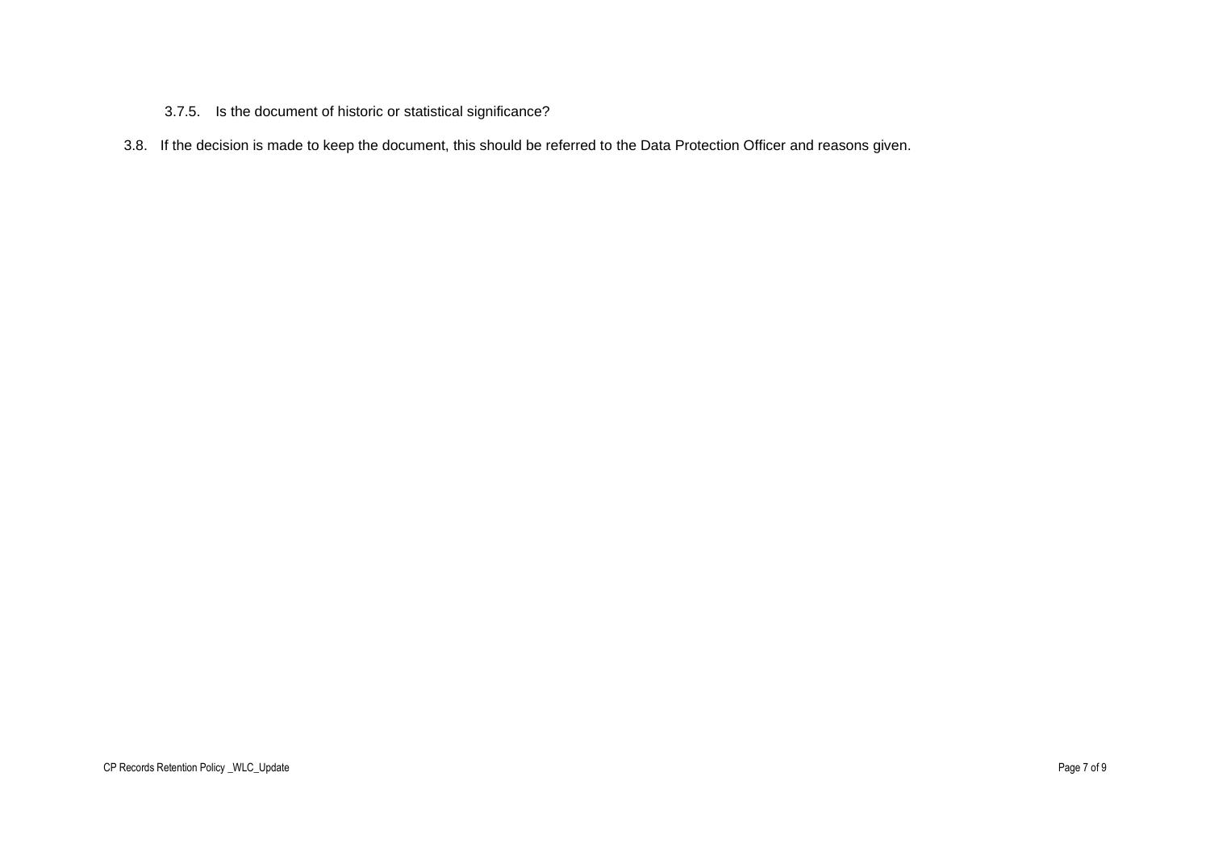3.7.5. Is the document of historic or statistical significance?

3.8. If the decision is made to keep the document, this should be referred to the Data Protection Officer and reasons given.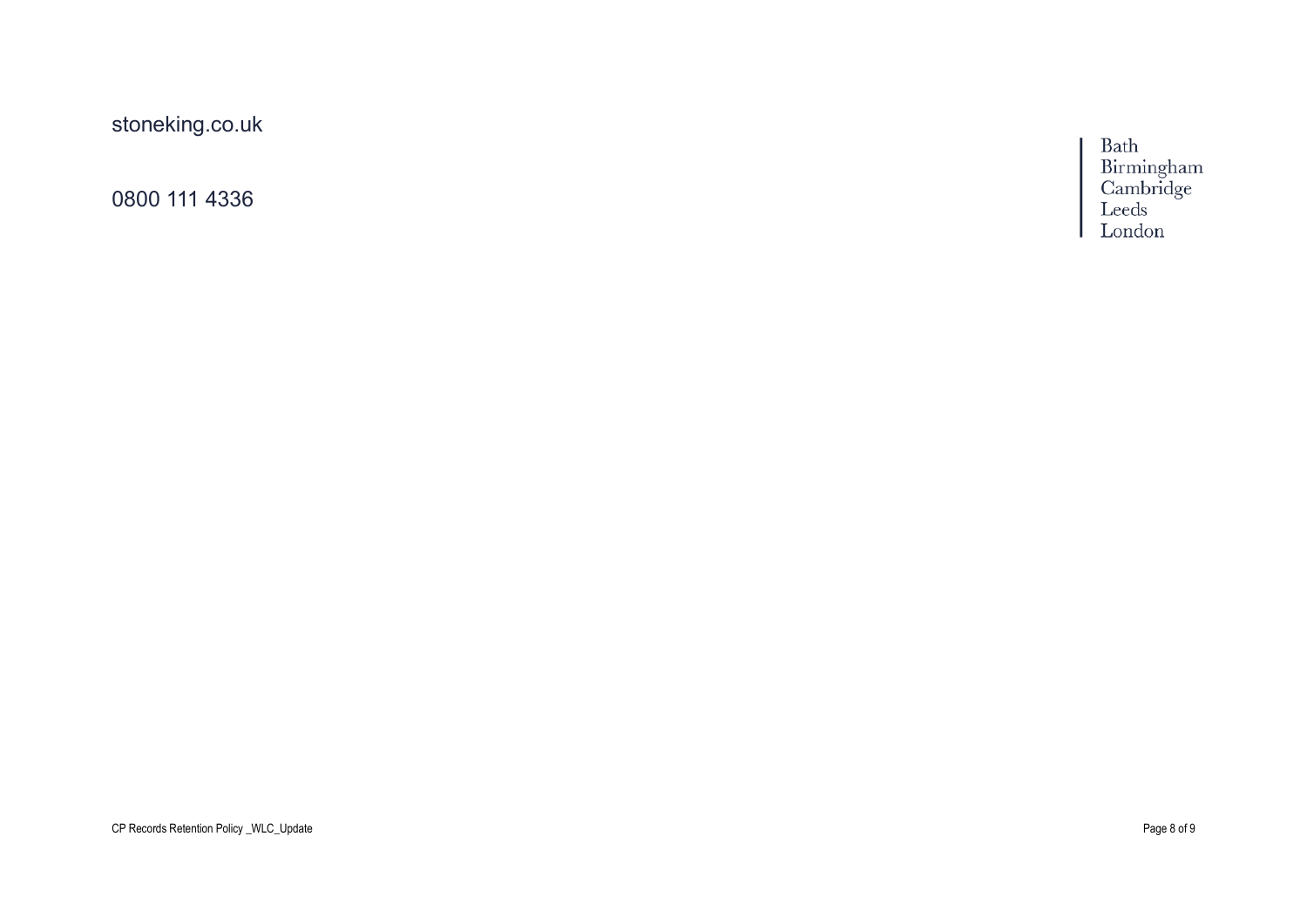stoneking.co.uk

0800 111 4336

Bath
Birmingham
Cambridge
Leeds
London